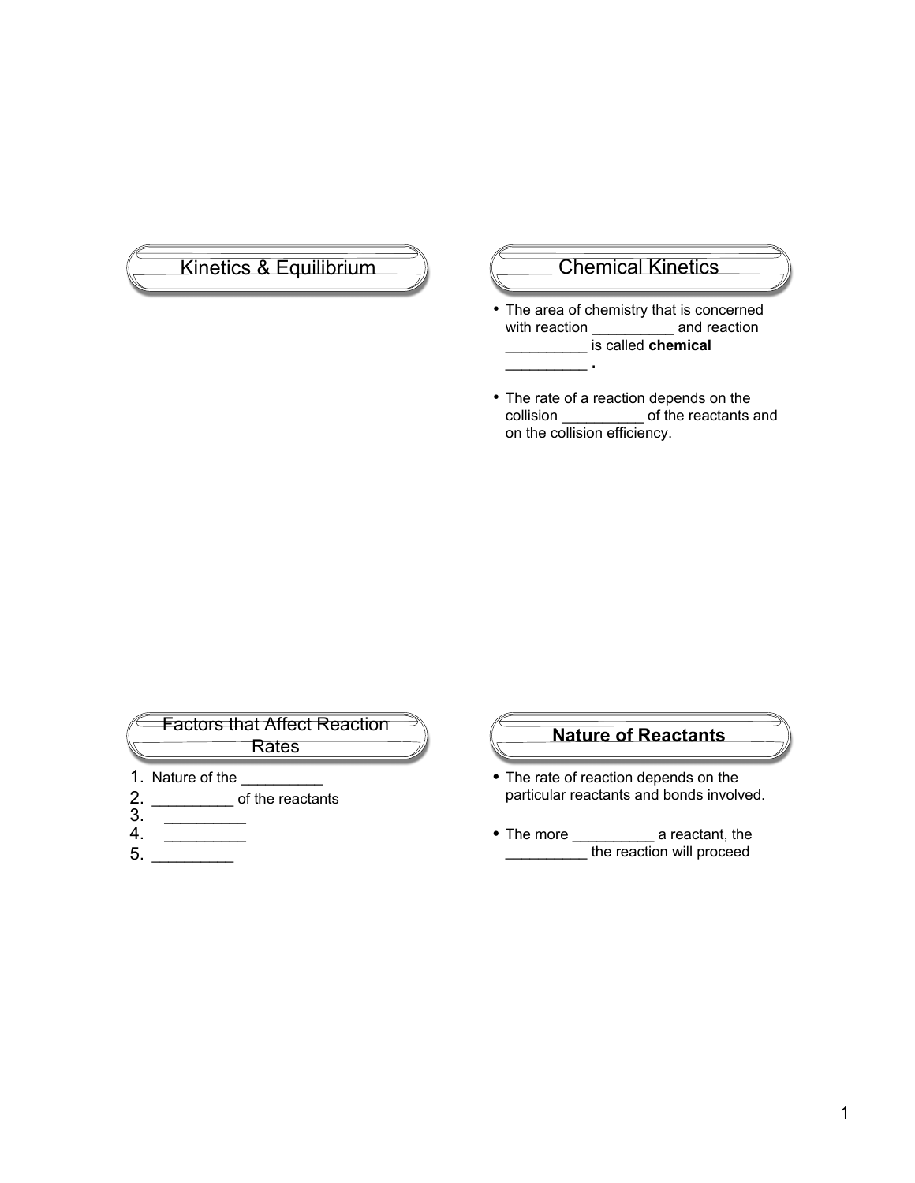## Kinetics & Equilibrium

## Chemical Kinetics

- The area of chemistry that is concerned with reaction __________ and reaction __________ is called **chemical __________ .**
- The rate of a reaction depends on the collision __________ of the reactants and on the collision efficiency.

## Factors that Affect Reaction Rates

1. Nature of the __________
2. __________ of the reactants
3. __________
4. __________
5. __________

## **Nature of Reactants**

- The rate of reaction depends on the particular reactants and bonds involved.
- The more __________ a reactant, the __________ the reaction will proceed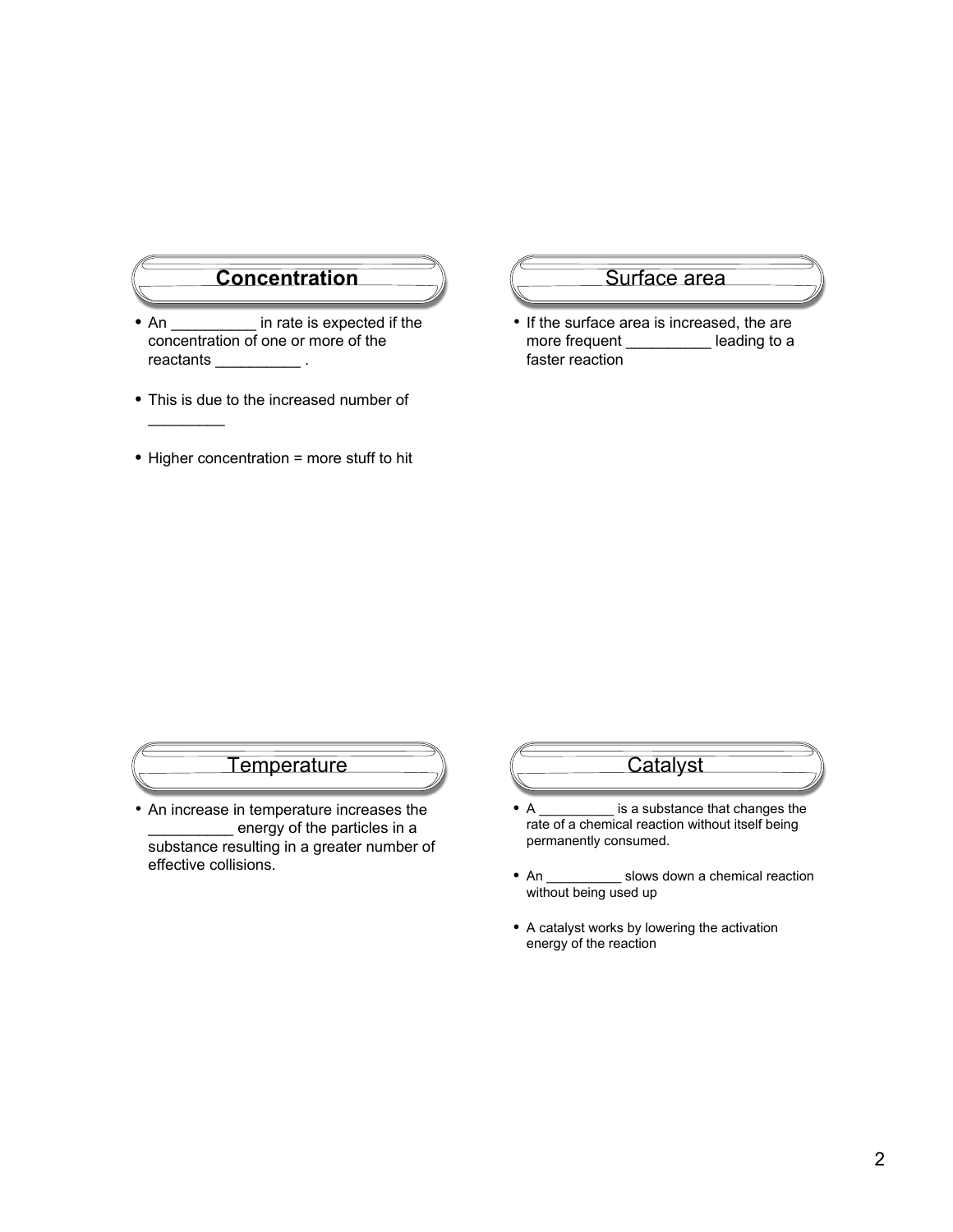## Concentration

- An __________ in rate is expected if the concentration of one or more of the reactants __________ .
- This is due to the increased number of _________
- Higher concentration = more stuff to hit

## Surface area

- If the surface area is increased, the are more frequent __________ leading to a faster reaction

## Temperature

- An increase in temperature increases the __________ energy of the particles in a substance resulting in a greater number of effective collisions.

## Catalyst

- A __________ is a substance that changes the rate of a chemical reaction without itself being permanently consumed.
- An __________ slows down a chemical reaction without being used up
- A catalyst works by lowering the activation energy of the reaction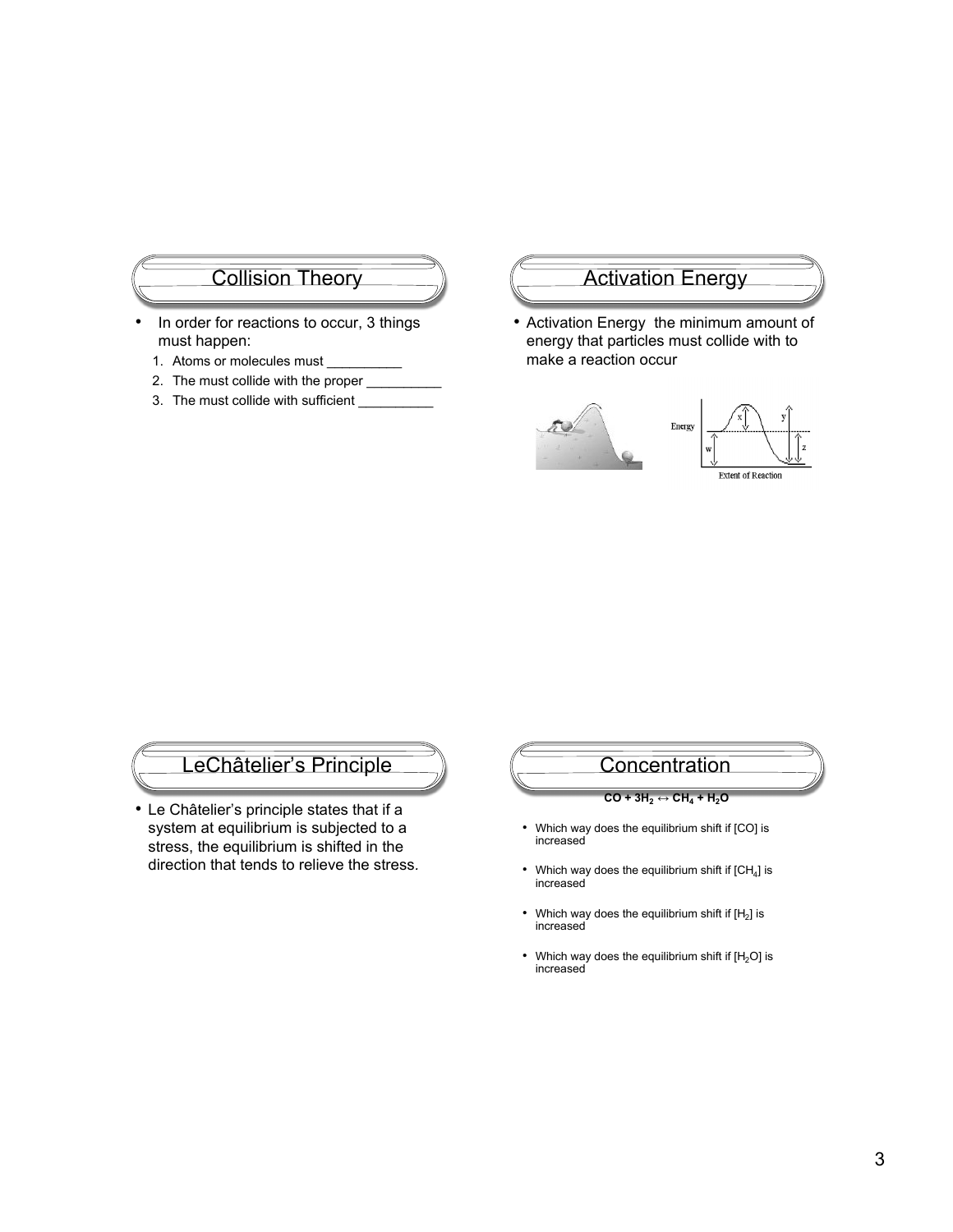## Collision Theory

- In order for reactions to occur, 3 things must happen:
  1. Atoms or molecules must __________
  2. The must collide with the proper __________
  3. The must collide with sufficient __________

## Activation Energy

- Activation Energy the minimum amount of energy that particles must collide with to make a reaction occur

## LeChâtelier's Principle

- Le Châtelier's principle states that if a system at equilibrium is subjected to a stress, the equilibrium is shifted in the direction that tends to relieve the stress.

## Concentration

**$CO + 3H_2 \leftrightarrow CH_4 + H_2O$**

- Which way does the equilibrium shift if [CO] is increased
- Which way does the equilibrium shift if [$CH_4$] is increased
- Which way does the equilibrium shift if [$H_2$] is increased
- Which way does the equilibrium shift if [$H_2O$] is increased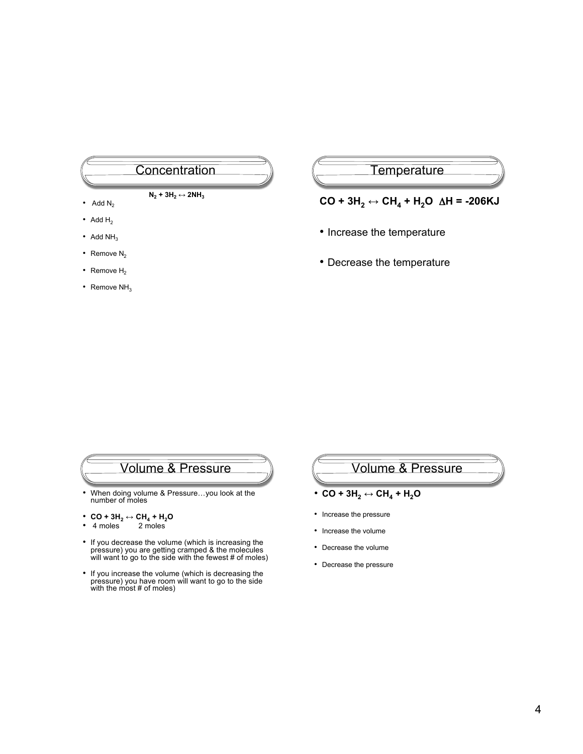## Concentration

$N_2 + 3H_2 \leftrightarrow 2NH_3$

- Add $N_2$
- Add $H_2$
- Add $NH_3$
- Remove $N_2$
- Remove $H_2$
- Remove $NH_3$

## Temperature

**$CO + 3H_2 \leftrightarrow CH_4 + H_2O \quad \Delta H = -206KJ$**

- Increase the temperature
- Decrease the temperature

## Volume & Pressure

- When doing volume & Pressure…you look at the number of moles
- **$CO + 3H_2 \leftrightarrow CH_4 + H_2O$**
- 4 moles 2 moles
- If you decrease the volume (which is increasing the pressure) you are getting cramped & the molecules will want to go to the side with the fewest # of moles)
- If you increase the volume (which is decreasing the pressure) you have room will want to go to the side with the most # of moles)

## Volume & Pressure

- **$CO + 3H_2 \leftrightarrow CH_4 + H_2O$**
- Increase the pressure
- Increase the volume
- Decrease the volume
- Decrease the pressure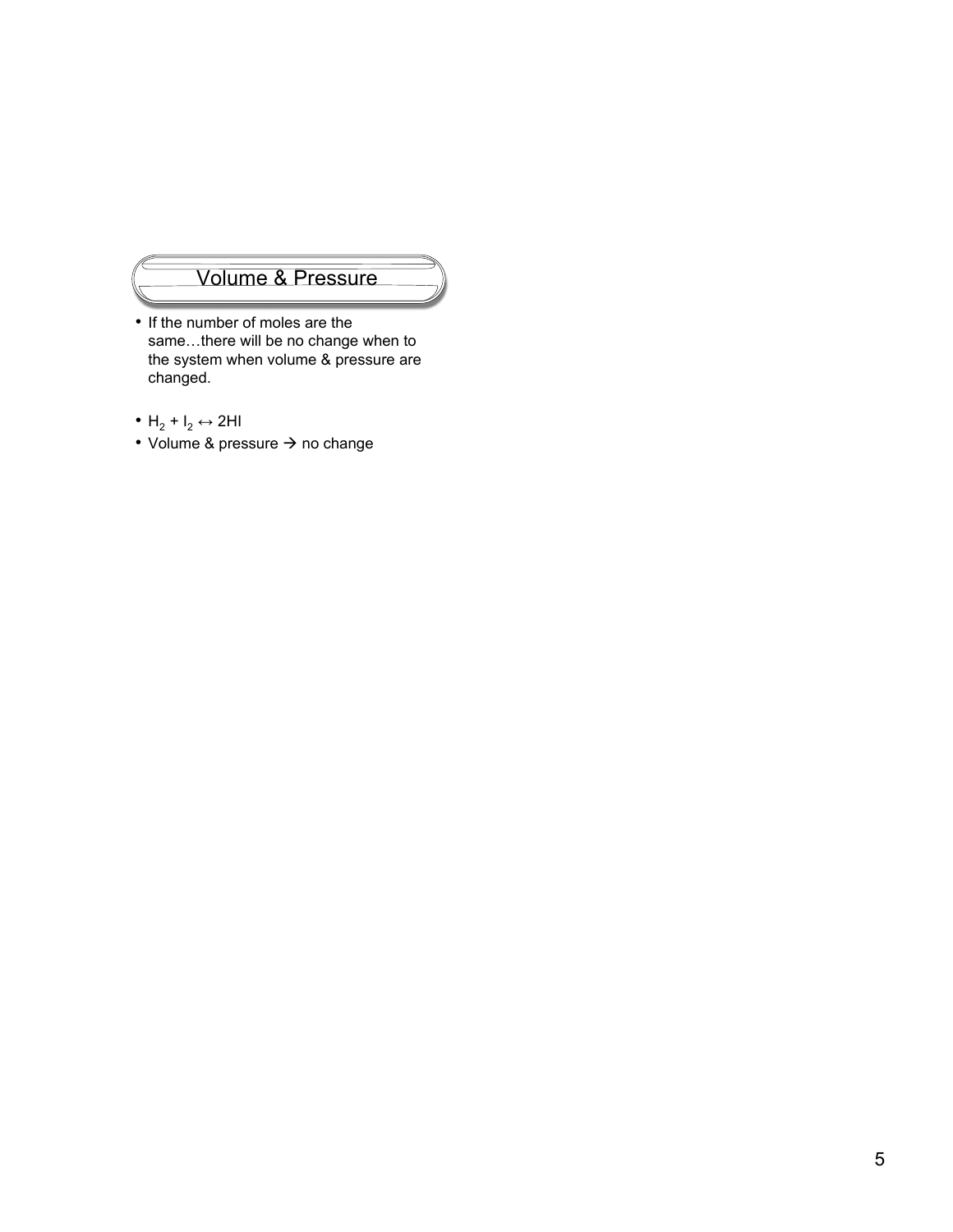## Volume & Pressure

- If the number of moles are the same…there will be no change when to the system when volume & pressure are changed.

- $H_2 + I_2 \leftrightarrow 2HI$
- Volume & pressure → no change